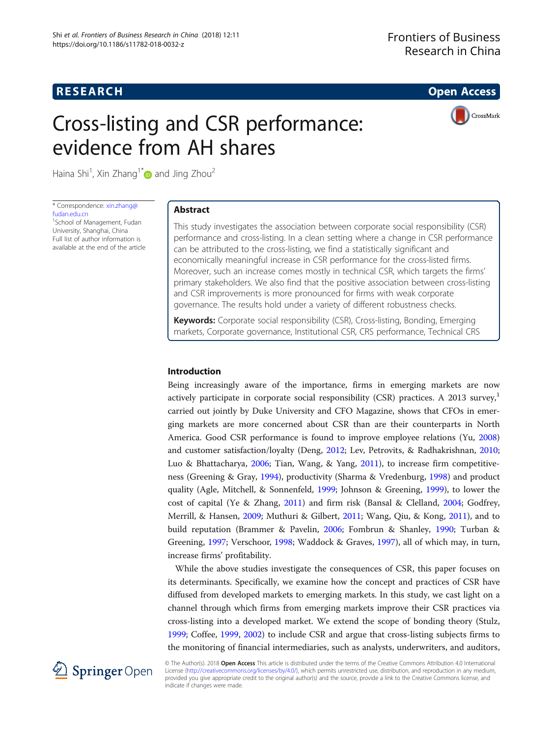**RESEARCH** **Open Access**

# Cross-listing and CSR performance: evidence from AH shares

Haina Shi[1], Xin Zhang[1*] and Jing Zhou[2]

\* Correspondence: xin.zhang@fudan.edu.cn
[1]School of Management, Fudan University, Shanghai, China
Full list of author information is available at the end of the article

## Abstract

This study investigates the association between corporate social responsibility (CSR) performance and cross-listing. In a clean setting where a change in CSR performance can be attributed to the cross-listing, we find a statistically significant and economically meaningful increase in CSR performance for the cross-listed firms. Moreover, such an increase comes mostly in technical CSR, which targets the firms' primary stakeholders. We also find that the positive association between cross-listing and CSR improvements is more pronounced for firms with weak corporate governance. The results hold under a variety of different robustness checks.

**Keywords:** Corporate social responsibility (CSR), Cross-listing, Bonding, Emerging markets, Corporate governance, Institutional CSR, CRS performance, Technical CRS

## Introduction

Being increasingly aware of the importance, firms in emerging markets are now actively participate in corporate social responsibility (CSR) practices. A 2013 survey,[1] carried out jointly by Duke University and CFO Magazine, shows that CFOs in emerging markets are more concerned about CSR than are their counterparts in North America. Good CSR performance is found to improve employee relations (Yu, 2008) and customer satisfaction/loyalty (Deng, 2012; Lev, Petrovits, & Radhakrishnan, 2010; Luo & Bhattacharya, 2006; Tian, Wang, & Yang, 2011), to increase firm competitiveness (Greening & Gray, 1994), productivity (Sharma & Vredenburg, 1998) and product quality (Agle, Mitchell, & Sonnenfeld, 1999; Johnson & Greening, 1999), to lower the cost of capital (Ye & Zhang, 2011) and firm risk (Bansal & Clelland, 2004; Godfrey, Merrill, & Hansen, 2009; Muthuri & Gilbert, 2011; Wang, Qiu, & Kong, 2011), and to build reputation (Brammer & Pavelin, 2006; Fombrun & Shanley, 1990; Turban & Greening, 1997; Verschoor, 1998; Waddock & Graves, 1997), all of which may, in turn, increase firms' profitability.

While the above studies investigate the consequences of CSR, this paper focuses on its determinants. Specifically, we examine how the concept and practices of CSR have diffused from developed markets to emerging markets. In this study, we cast light on a channel through which firms from emerging markets improve their CSR practices via cross-listing into a developed market. We extend the scope of bonding theory (Stulz, 1999; Coffee, 1999, 2002) to include CSR and argue that cross-listing subjects firms to the monitoring of financial intermediaries, such as analysts, underwriters, and auditors,

© The Author(s). 2018 **Open Access** This article is distributed under the terms of the Creative Commons Attribution 4.0 International License (http://creativecommons.org/licenses/by/4.0/), which permits unrestricted use, distribution, and reproduction in any medium, provided you give appropriate credit to the original author(s) and the source, provide a link to the Creative Commons license, and indicate if changes were made.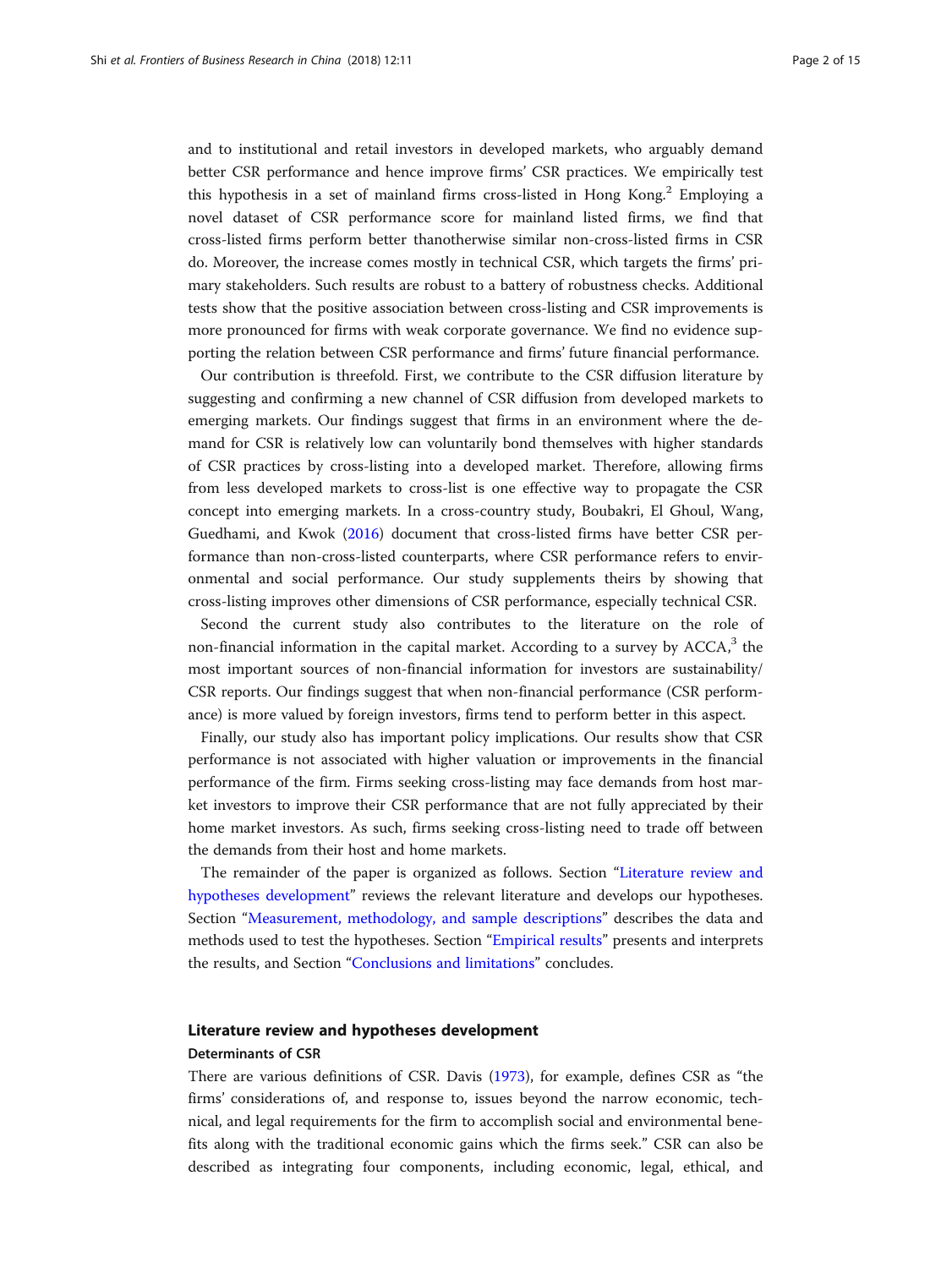and to institutional and retail investors in developed markets, who arguably demand better CSR performance and hence improve firms' CSR practices. We empirically test this hypothesis in a set of mainland firms cross-listed in Hong Kong.[2] Employing a novel dataset of CSR performance score for mainland listed firms, we find that cross-listed firms perform better thanotherwise similar non-cross-listed firms in CSR do. Moreover, the increase comes mostly in technical CSR, which targets the firms' primary stakeholders. Such results are robust to a battery of robustness checks. Additional tests show that the positive association between cross-listing and CSR improvements is more pronounced for firms with weak corporate governance. We find no evidence supporting the relation between CSR performance and firms' future financial performance.

Our contribution is threefold. First, we contribute to the CSR diffusion literature by suggesting and confirming a new channel of CSR diffusion from developed markets to emerging markets. Our findings suggest that firms in an environment where the demand for CSR is relatively low can voluntarily bond themselves with higher standards of CSR practices by cross-listing into a developed market. Therefore, allowing firms from less developed markets to cross-list is one effective way to propagate the CSR concept into emerging markets. In a cross-country study, Boubakri, El Ghoul, Wang, Guedhami, and Kwok (2016) document that cross-listed firms have better CSR performance than non-cross-listed counterparts, where CSR performance refers to environmental and social performance. Our study supplements theirs by showing that cross-listing improves other dimensions of CSR performance, especially technical CSR.

Second the current study also contributes to the literature on the role of non-financial information in the capital market. According to a survey by ACCA,[3] the most important sources of non-financial information for investors are sustainability/CSR reports. Our findings suggest that when non-financial performance (CSR performance) is more valued by foreign investors, firms tend to perform better in this aspect.

Finally, our study also has important policy implications. Our results show that CSR performance is not associated with higher valuation or improvements in the financial performance of the firm. Firms seeking cross-listing may face demands from host market investors to improve their CSR performance that are not fully appreciated by their home market investors. As such, firms seeking cross-listing need to trade off between the demands from their host and home markets.

The remainder of the paper is organized as follows. Section "Literature review and hypotheses development" reviews the relevant literature and develops our hypotheses. Section "Measurement, methodology, and sample descriptions" describes the data and methods used to test the hypotheses. Section "Empirical results" presents and interprets the results, and Section "Conclusions and limitations" concludes.

## Literature review and hypotheses development

### Determinants of CSR

There are various definitions of CSR. Davis (1973), for example, defines CSR as "the firms' considerations of, and response to, issues beyond the narrow economic, technical, and legal requirements for the firm to accomplish social and environmental benefits along with the traditional economic gains which the firms seek." CSR can also be described as integrating four components, including economic, legal, ethical, and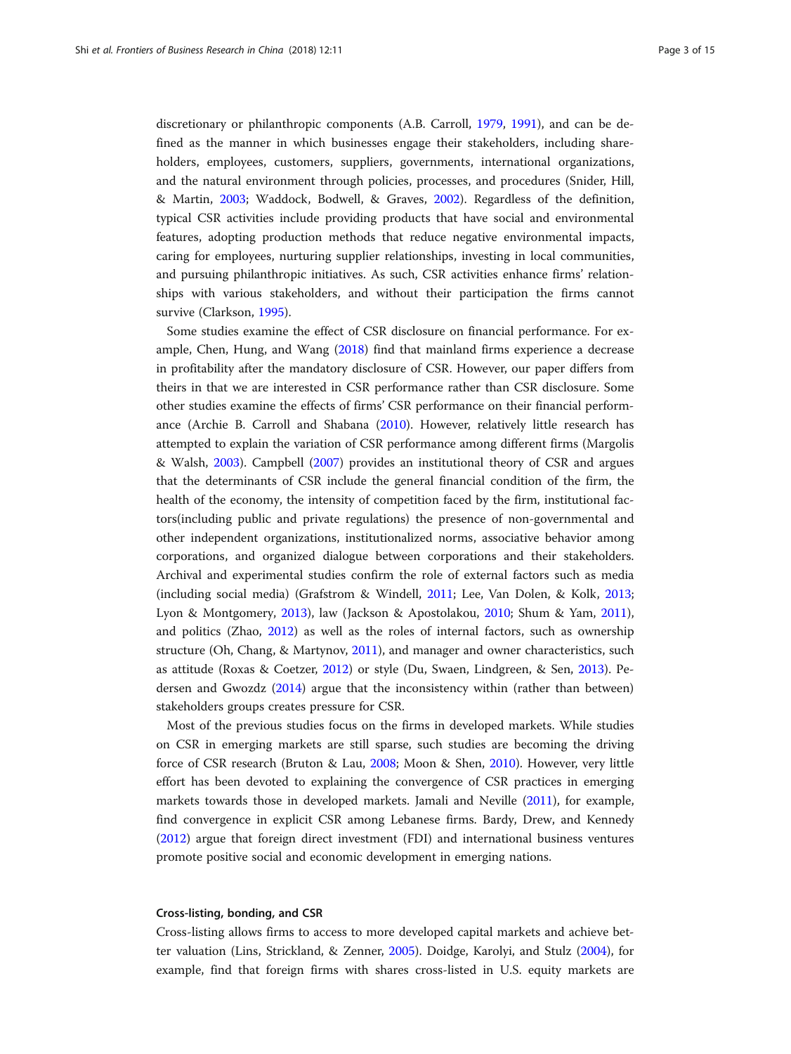discretionary or philanthropic components (A.B. Carroll, 1979, 1991), and can be defined as the manner in which businesses engage their stakeholders, including shareholders, employees, customers, suppliers, governments, international organizations, and the natural environment through policies, processes, and procedures (Snider, Hill, & Martin, 2003; Waddock, Bodwell, & Graves, 2002). Regardless of the definition, typical CSR activities include providing products that have social and environmental features, adopting production methods that reduce negative environmental impacts, caring for employees, nurturing supplier relationships, investing in local communities, and pursuing philanthropic initiatives. As such, CSR activities enhance firms' relationships with various stakeholders, and without their participation the firms cannot survive (Clarkson, 1995).

Some studies examine the effect of CSR disclosure on financial performance. For example, Chen, Hung, and Wang (2018) find that mainland firms experience a decrease in profitability after the mandatory disclosure of CSR. However, our paper differs from theirs in that we are interested in CSR performance rather than CSR disclosure. Some other studies examine the effects of firms' CSR performance on their financial performance (Archie B. Carroll and Shabana (2010). However, relatively little research has attempted to explain the variation of CSR performance among different firms (Margolis & Walsh, 2003). Campbell (2007) provides an institutional theory of CSR and argues that the determinants of CSR include the general financial condition of the firm, the health of the economy, the intensity of competition faced by the firm, institutional factors(including public and private regulations) the presence of non-governmental and other independent organizations, institutionalized norms, associative behavior among corporations, and organized dialogue between corporations and their stakeholders. Archival and experimental studies confirm the role of external factors such as media (including social media) (Grafstrom & Windell, 2011; Lee, Van Dolen, & Kolk, 2013; Lyon & Montgomery, 2013), law (Jackson & Apostolakou, 2010; Shum & Yam, 2011), and politics (Zhao, 2012) as well as the roles of internal factors, such as ownership structure (Oh, Chang, & Martynov, 2011), and manager and owner characteristics, such as attitude (Roxas & Coetzer, 2012) or style (Du, Swaen, Lindgreen, & Sen, 2013). Pedersen and Gwozdz (2014) argue that the inconsistency within (rather than between) stakeholders groups creates pressure for CSR.

Most of the previous studies focus on the firms in developed markets. While studies on CSR in emerging markets are still sparse, such studies are becoming the driving force of CSR research (Bruton & Lau, 2008; Moon & Shen, 2010). However, very little effort has been devoted to explaining the convergence of CSR practices in emerging markets towards those in developed markets. Jamali and Neville (2011), for example, find convergence in explicit CSR among Lebanese firms. Bardy, Drew, and Kennedy (2012) argue that foreign direct investment (FDI) and international business ventures promote positive social and economic development in emerging nations.

### Cross-listing, bonding, and CSR

Cross-listing allows firms to access to more developed capital markets and achieve better valuation (Lins, Strickland, & Zenner, 2005). Doidge, Karolyi, and Stulz (2004), for example, find that foreign firms with shares cross-listed in U.S. equity markets are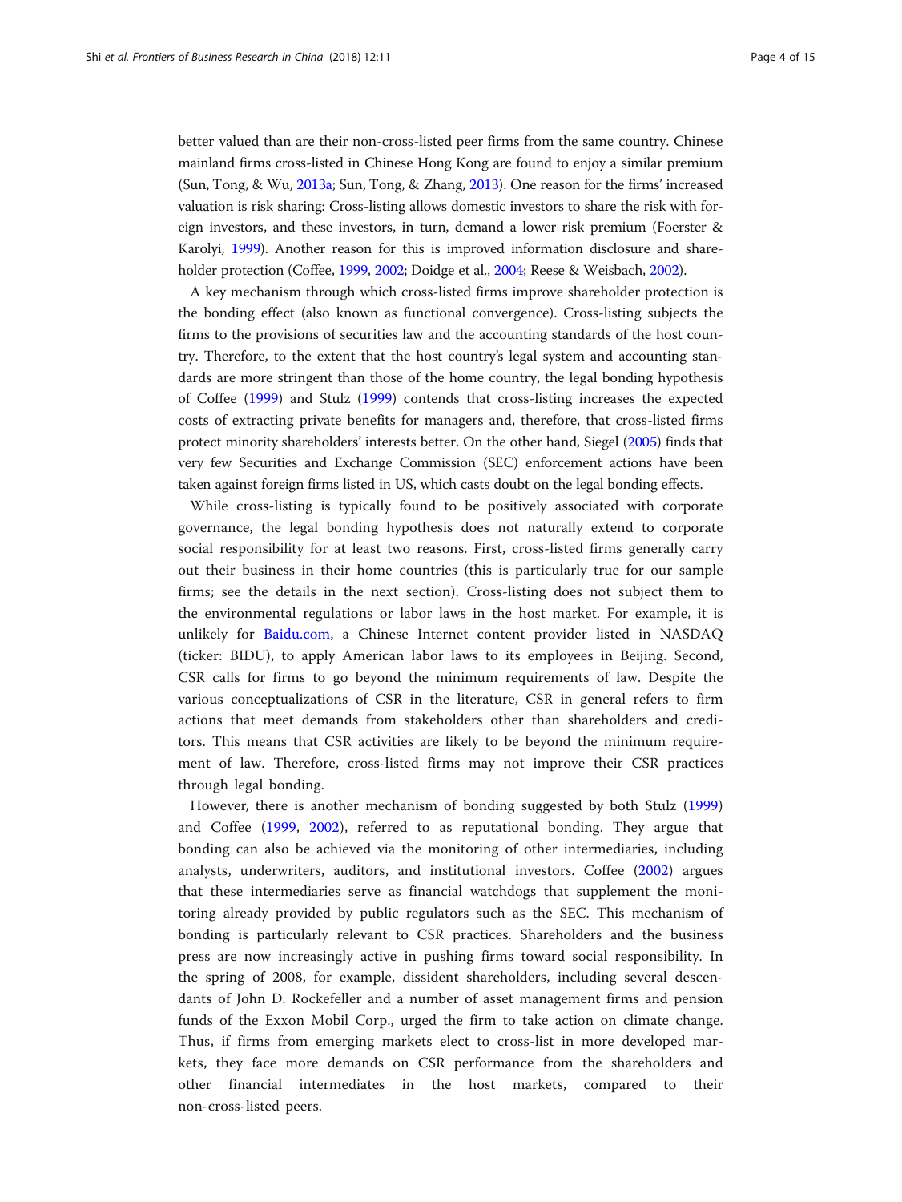better valued than are their non-cross-listed peer firms from the same country. Chinese mainland firms cross-listed in Chinese Hong Kong are found to enjoy a similar premium (Sun, Tong, & Wu, 2013a; Sun, Tong, & Zhang, 2013). One reason for the firms' increased valuation is risk sharing: Cross-listing allows domestic investors to share the risk with foreign investors, and these investors, in turn, demand a lower risk premium (Foerster & Karolyi, 1999). Another reason for this is improved information disclosure and shareholder protection (Coffee, 1999, 2002; Doidge et al., 2004; Reese & Weisbach, 2002).

A key mechanism through which cross-listed firms improve shareholder protection is the bonding effect (also known as functional convergence). Cross-listing subjects the firms to the provisions of securities law and the accounting standards of the host country. Therefore, to the extent that the host country's legal system and accounting standards are more stringent than those of the home country, the legal bonding hypothesis of Coffee (1999) and Stulz (1999) contends that cross-listing increases the expected costs of extracting private benefits for managers and, therefore, that cross-listed firms protect minority shareholders' interests better. On the other hand, Siegel (2005) finds that very few Securities and Exchange Commission (SEC) enforcement actions have been taken against foreign firms listed in US, which casts doubt on the legal bonding effects.

While cross-listing is typically found to be positively associated with corporate governance, the legal bonding hypothesis does not naturally extend to corporate social responsibility for at least two reasons. First, cross-listed firms generally carry out their business in their home countries (this is particularly true for our sample firms; see the details in the next section). Cross-listing does not subject them to the environmental regulations or labor laws in the host market. For example, it is unlikely for Baidu.com, a Chinese Internet content provider listed in NASDAQ (ticker: BIDU), to apply American labor laws to its employees in Beijing. Second, CSR calls for firms to go beyond the minimum requirements of law. Despite the various conceptualizations of CSR in the literature, CSR in general refers to firm actions that meet demands from stakeholders other than shareholders and creditors. This means that CSR activities are likely to be beyond the minimum requirement of law. Therefore, cross-listed firms may not improve their CSR practices through legal bonding.

However, there is another mechanism of bonding suggested by both Stulz (1999) and Coffee (1999, 2002), referred to as reputational bonding. They argue that bonding can also be achieved via the monitoring of other intermediaries, including analysts, underwriters, auditors, and institutional investors. Coffee (2002) argues that these intermediaries serve as financial watchdogs that supplement the monitoring already provided by public regulators such as the SEC. This mechanism of bonding is particularly relevant to CSR practices. Shareholders and the business press are now increasingly active in pushing firms toward social responsibility. In the spring of 2008, for example, dissident shareholders, including several descendants of John D. Rockefeller and a number of asset management firms and pension funds of the Exxon Mobil Corp., urged the firm to take action on climate change. Thus, if firms from emerging markets elect to cross-list in more developed markets, they face more demands on CSR performance from the shareholders and other financial intermediates in the host markets, compared to their non-cross-listed peers.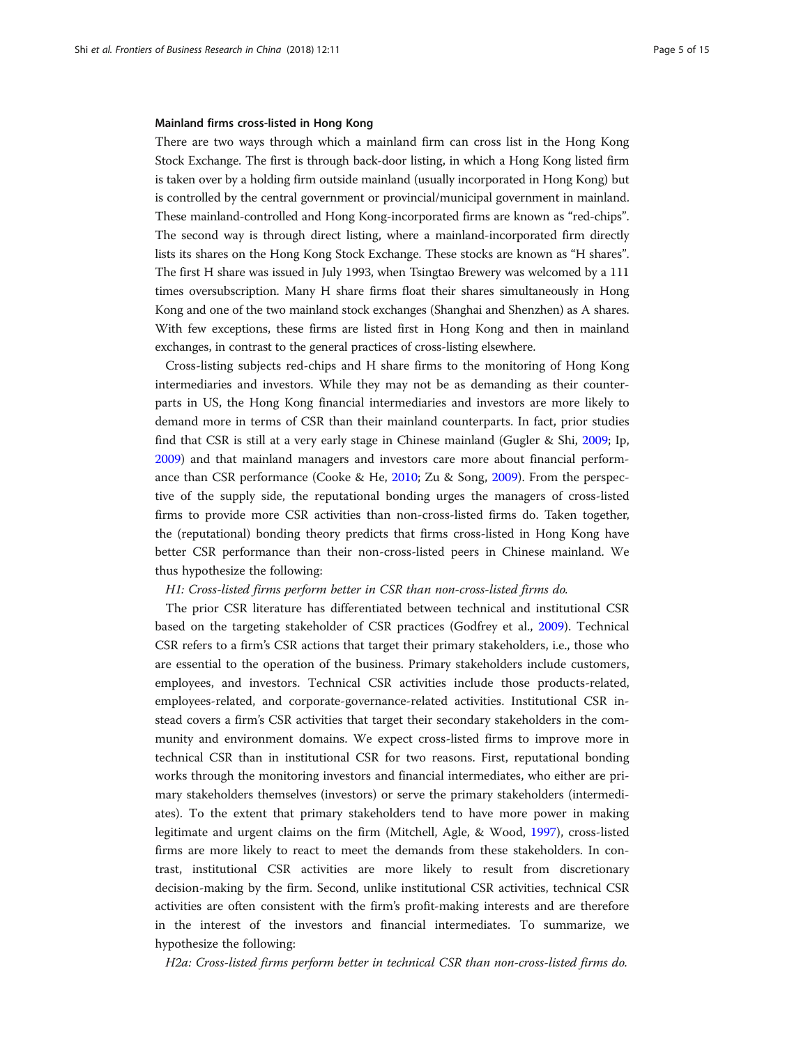#### Mainland firms cross-listed in Hong Kong

There are two ways through which a mainland firm can cross list in the Hong Kong Stock Exchange. The first is through back-door listing, in which a Hong Kong listed firm is taken over by a holding firm outside mainland (usually incorporated in Hong Kong) but is controlled by the central government or provincial/municipal government in mainland. These mainland-controlled and Hong Kong-incorporated firms are known as "red-chips". The second way is through direct listing, where a mainland-incorporated firm directly lists its shares on the Hong Kong Stock Exchange. These stocks are known as "H shares". The first H share was issued in July 1993, when Tsingtao Brewery was welcomed by a 111 times oversubscription. Many H share firms float their shares simultaneously in Hong Kong and one of the two mainland stock exchanges (Shanghai and Shenzhen) as A shares. With few exceptions, these firms are listed first in Hong Kong and then in mainland exchanges, in contrast to the general practices of cross-listing elsewhere.

Cross-listing subjects red-chips and H share firms to the monitoring of Hong Kong intermediaries and investors. While they may not be as demanding as their counterparts in US, the Hong Kong financial intermediaries and investors are more likely to demand more in terms of CSR than their mainland counterparts. In fact, prior studies find that CSR is still at a very early stage in Chinese mainland (Gugler & Shi, 2009; Ip, 2009) and that mainland managers and investors care more about financial performance than CSR performance (Cooke & He, 2010; Zu & Song, 2009). From the perspective of the supply side, the reputational bonding urges the managers of cross-listed firms to provide more CSR activities than non-cross-listed firms do. Taken together, the (reputational) bonding theory predicts that firms cross-listed in Hong Kong have better CSR performance than their non-cross-listed peers in Chinese mainland. We thus hypothesize the following:

*H1: Cross-listed firms perform better in CSR than non-cross-listed firms do.*

The prior CSR literature has differentiated between technical and institutional CSR based on the targeting stakeholder of CSR practices (Godfrey et al., 2009). Technical CSR refers to a firm's CSR actions that target their primary stakeholders, i.e., those who are essential to the operation of the business. Primary stakeholders include customers, employees, and investors. Technical CSR activities include those products-related, employees-related, and corporate-governance-related activities. Institutional CSR instead covers a firm's CSR activities that target their secondary stakeholders in the community and environment domains. We expect cross-listed firms to improve more in technical CSR than in institutional CSR for two reasons. First, reputational bonding works through the monitoring investors and financial intermediates, who either are primary stakeholders themselves (investors) or serve the primary stakeholders (intermediates). To the extent that primary stakeholders tend to have more power in making legitimate and urgent claims on the firm (Mitchell, Agle, & Wood, 1997), cross-listed firms are more likely to react to meet the demands from these stakeholders. In contrast, institutional CSR activities are more likely to result from discretionary decision-making by the firm. Second, unlike institutional CSR activities, technical CSR activities are often consistent with the firm's profit-making interests and are therefore in the interest of the investors and financial intermediates. To summarize, we hypothesize the following:

*H2a: Cross-listed firms perform better in technical CSR than non-cross-listed firms do.*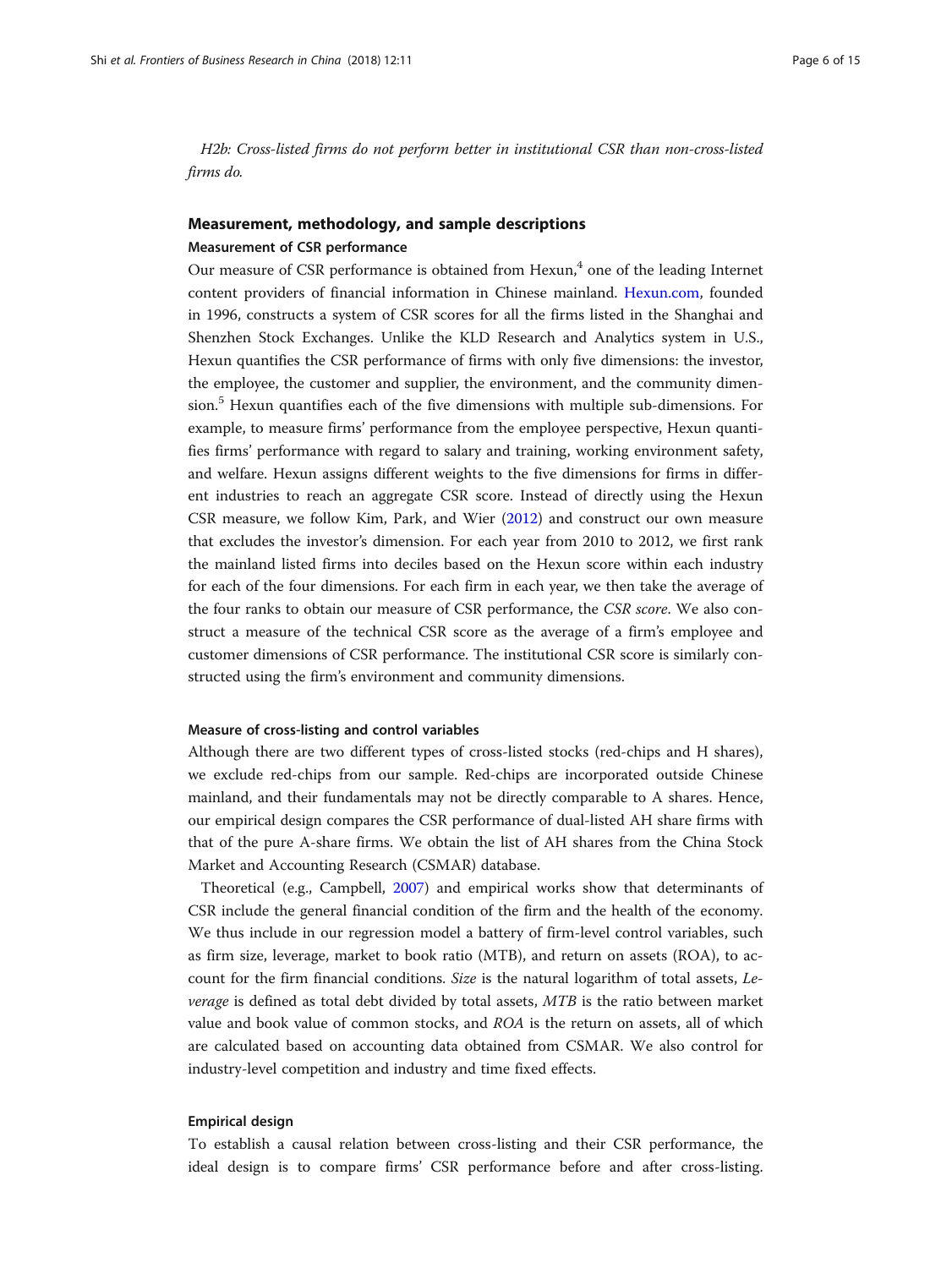*H2b: Cross-listed firms do not perform better in institutional CSR than non-cross-listed firms do.*

## Measurement, methodology, and sample descriptions

### Measurement of CSR performance

Our measure of CSR performance is obtained from Hexun,[4] one of the leading Internet content providers of financial information in Chinese mainland. Hexun.com, founded in 1996, constructs a system of CSR scores for all the firms listed in the Shanghai and Shenzhen Stock Exchanges. Unlike the KLD Research and Analytics system in U.S., Hexun quantifies the CSR performance of firms with only five dimensions: the investor, the employee, the customer and supplier, the environment, and the community dimension.[5] Hexun quantifies each of the five dimensions with multiple sub-dimensions. For example, to measure firms' performance from the employee perspective, Hexun quantifies firms' performance with regard to salary and training, working environment safety, and welfare. Hexun assigns different weights to the five dimensions for firms in different industries to reach an aggregate CSR score. Instead of directly using the Hexun CSR measure, we follow Kim, Park, and Wier (2012) and construct our own measure that excludes the investor's dimension. For each year from 2010 to 2012, we first rank the mainland listed firms into deciles based on the Hexun score within each industry for each of the four dimensions. For each firm in each year, we then take the average of the four ranks to obtain our measure of CSR performance, the *CSR score*. We also construct a measure of the technical CSR score as the average of a firm's employee and customer dimensions of CSR performance. The institutional CSR score is similarly constructed using the firm's environment and community dimensions.

### Measure of cross-listing and control variables

Although there are two different types of cross-listed stocks (red-chips and H shares), we exclude red-chips from our sample. Red-chips are incorporated outside Chinese mainland, and their fundamentals may not be directly comparable to A shares. Hence, our empirical design compares the CSR performance of dual-listed AH share firms with that of the pure A-share firms. We obtain the list of AH shares from the China Stock Market and Accounting Research (CSMAR) database.

Theoretical (e.g., Campbell, 2007) and empirical works show that determinants of CSR include the general financial condition of the firm and the health of the economy. We thus include in our regression model a battery of firm-level control variables, such as firm size, leverage, market to book ratio (MTB), and return on assets (ROA), to account for the firm financial conditions. *Size* is the natural logarithm of total assets, *Leverage* is defined as total debt divided by total assets, *MTB* is the ratio between market value and book value of common stocks, and *ROA* is the return on assets, all of which are calculated based on accounting data obtained from CSMAR. We also control for industry-level competition and industry and time fixed effects.

### Empirical design

To establish a causal relation between cross-listing and their CSR performance, the ideal design is to compare firms' CSR performance before and after cross-listing.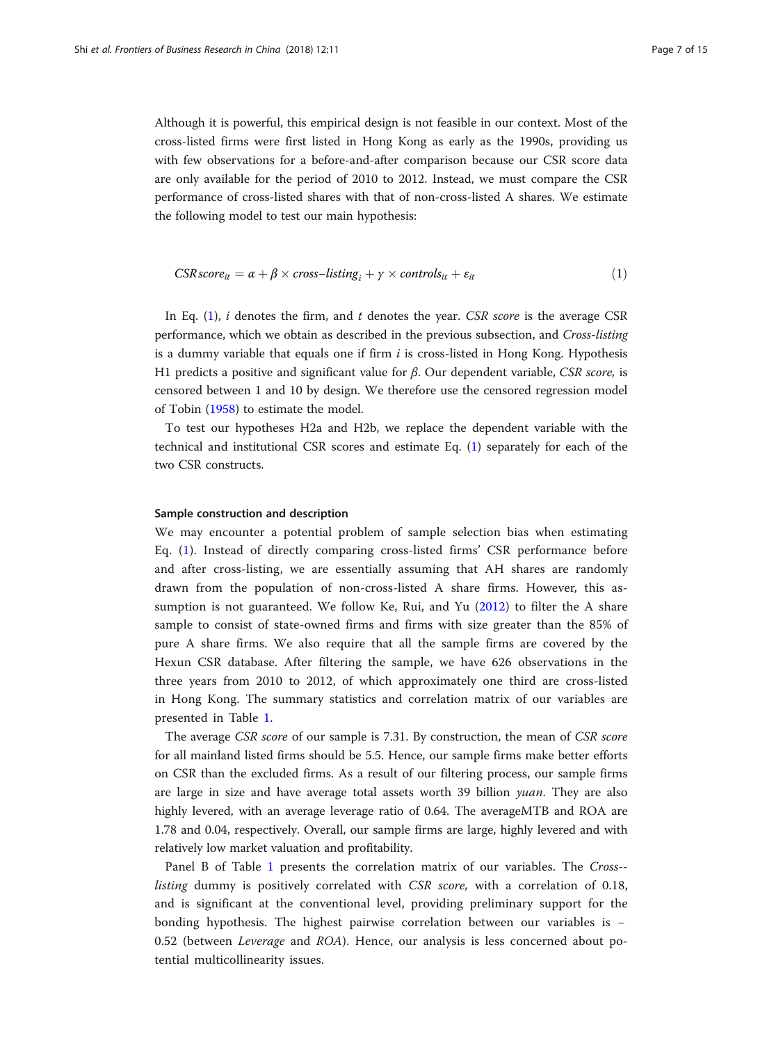Although it is powerful, this empirical design is not feasible in our context. Most of the cross-listed firms were first listed in Hong Kong as early as the 1990s, providing us with few observations for a before-and-after comparison because our CSR score data are only available for the period of 2010 to 2012. Instead, we must compare the CSR performance of cross-listed shares with that of non-cross-listed A shares. We estimate the following model to test our main hypothesis:

$$CSR\,score_{it} = \alpha + \beta \times cross\text{–}listing_i + \gamma \times controls_{it} + \varepsilon_{it} \tag{1}$$

In Eq. (1), $i$ denotes the firm, and $t$ denotes the year. *CSR score* is the average CSR performance, which we obtain as described in the previous subsection, and *Cross-listing* is a dummy variable that equals one if firm $i$ is cross-listed in Hong Kong. Hypothesis H1 predicts a positive and significant value for $\beta$. Our dependent variable, *CSR score,* is censored between 1 and 10 by design. We therefore use the censored regression model of Tobin (1958) to estimate the model.

To test our hypotheses H2a and H2b, we replace the dependent variable with the technical and institutional CSR scores and estimate Eq. (1) separately for each of the two CSR constructs.

#### Sample construction and description

We may encounter a potential problem of sample selection bias when estimating Eq. (1). Instead of directly comparing cross-listed firms' CSR performance before and after cross-listing, we are essentially assuming that AH shares are randomly drawn from the population of non-cross-listed A share firms. However, this assumption is not guaranteed. We follow Ke, Rui, and Yu (2012) to filter the A share sample to consist of state-owned firms and firms with size greater than the 85% of pure A share firms. We also require that all the sample firms are covered by the Hexun CSR database. After filtering the sample, we have 626 observations in the three years from 2010 to 2012, of which approximately one third are cross-listed in Hong Kong. The summary statistics and correlation matrix of our variables are presented in Table 1.

The average *CSR score* of our sample is 7.31. By construction, the mean of *CSR score* for all mainland listed firms should be 5.5. Hence, our sample firms make better efforts on CSR than the excluded firms. As a result of our filtering process, our sample firms are large in size and have average total assets worth 39 billion *yuan*. They are also highly levered, with an average leverage ratio of 0.64. The averageMTB and ROA are 1.78 and 0.04, respectively. Overall, our sample firms are large, highly levered and with relatively low market valuation and profitability.

Panel B of Table 1 presents the correlation matrix of our variables. The *Cross-listing* dummy is positively correlated with *CSR score,* with a correlation of 0.18, and is significant at the conventional level, providing preliminary support for the bonding hypothesis. The highest pairwise correlation between our variables is − 0.52 (between *Leverage* and *ROA*). Hence, our analysis is less concerned about potential multicollinearity issues.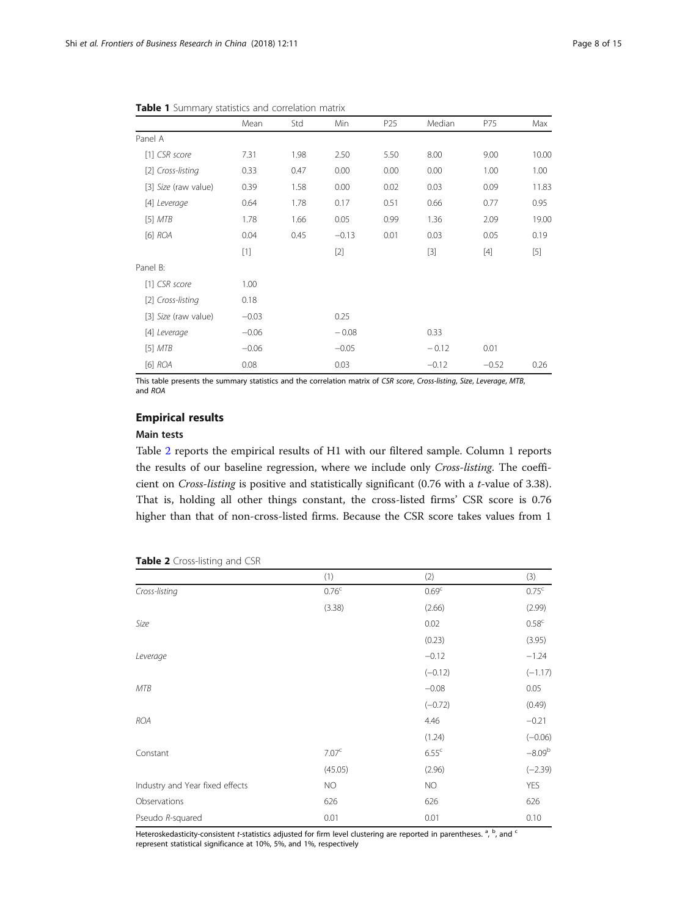**Table 1** Summary statistics and correlation matrix

| | Mean | Std | Min | P25 | Median | P75 | Max |
|---|---|---|---|---|---|---|---|
| Panel A | | | | | | | |
| [1] *CSR score* | 7.31 | 1.98 | 2.50 | 5.50 | 8.00 | 9.00 | 10.00 |
| [2] *Cross-listing* | 0.33 | 0.47 | 0.00 | 0.00 | 0.00 | 1.00 | 1.00 |
| [3] *Size* (raw value) | 0.39 | 1.58 | 0.00 | 0.02 | 0.03 | 0.09 | 11.83 |
| [4] *Leverage* | 0.64 | 1.78 | 0.17 | 0.51 | 0.66 | 0.77 | 0.95 |
| [5] *MTB* | 1.78 | 1.66 | 0.05 | 0.99 | 1.36 | 2.09 | 19.00 |
| [6] *ROA* | 0.04 | 0.45 | −0.13 | 0.01 | 0.03 | 0.05 | 0.19 |
| | [1] | | [2] | | [3] | [4] | [5] |
| Panel B: | | | | | | | |
| [1] *CSR score* | 1.00 | | | | | | |
| [2] *Cross-listing* | 0.18 | | | | | | |
| [3] *Size* (raw value) | −0.03 | | 0.25 | | | | |
| [4] *Leverage* | −0.06 | | − 0.08 | | 0.33 | | |
| [5] *MTB* | −0.06 | | −0.05 | | − 0.12 | 0.01 | |
| [6] *ROA* | 0.08 | | 0.03 | | −0.12 | −0.52 | 0.26 |

This table presents the summary statistics and the correlation matrix of *CSR score*, *Cross-listing*, *Size*, *Leverage*, *MTB*, and *ROA*

## Empirical results

### Main tests

Table 2 reports the empirical results of H1 with our filtered sample. Column 1 reports the results of our baseline regression, where we include only *Cross-listing*. The coefficient on *Cross-listing* is positive and statistically significant (0.76 with a *t*-value of 3.38). That is, holding all other things constant, the cross-listed firms' CSR score is 0.76 higher than that of non-cross-listed firms. Because the CSR score takes values from 1

**Table 2** Cross-listing and CSR

| | (1) | (2) | (3) |
|---|---|---|---|
| *Cross-listing* | 0.76[c] | 0.69[c] | 0.75[c] |
| | (3.38) | (2.66) | (2.99) |
| *Size* | | 0.02 | 0.58[c] |
| | | (0.23) | (3.95) |
| *Leverage* | | −0.12 | −1.24 |
| | | (−0.12) | (−1.17) |
| *MTB* | | −0.08 | 0.05 |
| | | (−0.72) | (0.49) |
| *ROA* | | 4.46 | −0.21 |
| | | (1.24) | (−0.06) |
| Constant | 7.07[c] | 6.55[c] | −8.09[b] |
| | (45.05) | (2.96) | (−2.39) |
| Industry and Year fixed effects | NO | NO | YES |
| Observations | 626 | 626 | 626 |
| Pseudo *R*-squared | 0.01 | 0.01 | 0.10 |

Heteroskedasticity-consistent *t*-statistics adjusted for firm level clustering are reported in parentheses. [a], [b], and [c] represent statistical significance at 10%, 5%, and 1%, respectively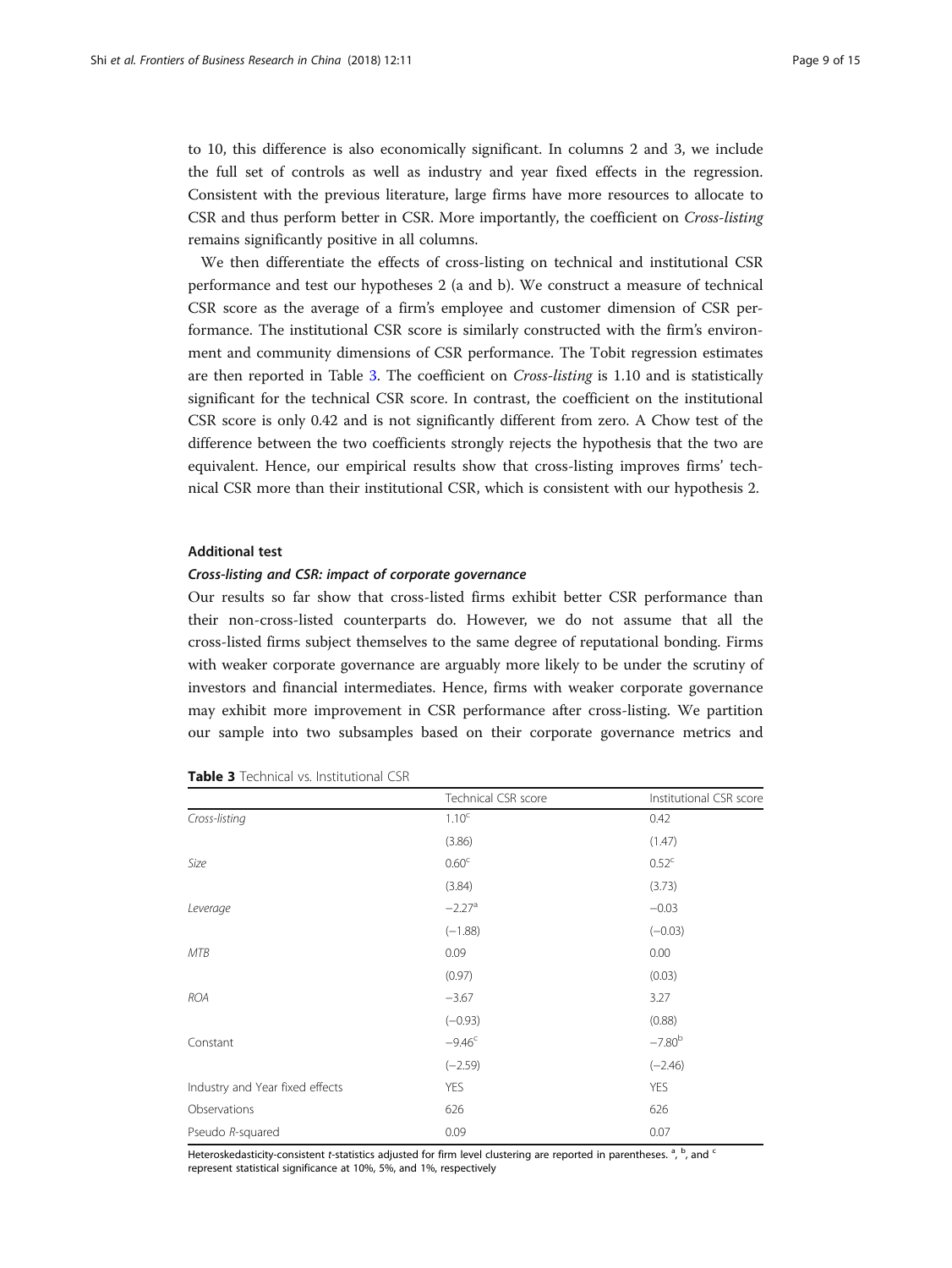to 10, this difference is also economically significant. In columns 2 and 3, we include the full set of controls as well as industry and year fixed effects in the regression. Consistent with the previous literature, large firms have more resources to allocate to CSR and thus perform better in CSR. More importantly, the coefficient on *Cross-listing* remains significantly positive in all columns.

We then differentiate the effects of cross-listing on technical and institutional CSR performance and test our hypotheses 2 (a and b). We construct a measure of technical CSR score as the average of a firm's employee and customer dimension of CSR performance. The institutional CSR score is similarly constructed with the firm's environment and community dimensions of CSR performance. The Tobit regression estimates are then reported in Table 3. The coefficient on *Cross-listing* is 1.10 and is statistically significant for the technical CSR score. In contrast, the coefficient on the institutional CSR score is only 0.42 and is not significantly different from zero. A Chow test of the difference between the two coefficients strongly rejects the hypothesis that the two are equivalent. Hence, our empirical results show that cross-listing improves firms' technical CSR more than their institutional CSR, which is consistent with our hypothesis 2.

## Additional test

### *Cross-listing and CSR: impact of corporate governance*

Our results so far show that cross-listed firms exhibit better CSR performance than their non-cross-listed counterparts do. However, we do not assume that all the cross-listed firms subject themselves to the same degree of reputational bonding. Firms with weaker corporate governance are arguably more likely to be under the scrutiny of investors and financial intermediates. Hence, firms with weaker corporate governance may exhibit more improvement in CSR performance after cross-listing. We partition our sample into two subsamples based on their corporate governance metrics and

**Table 3** Technical vs. Institutional CSR

| | Technical CSR score | Institutional CSR score |
|---|---|---|
| *Cross-listing* | 1.10[c] | 0.42 |
| | (3.86) | (1.47) |
| *Size* | 0.60[c] | 0.52[c] |
| | (3.84) | (3.73) |
| *Leverage* | −2.27[a] | −0.03 |
| | (−1.88) | (−0.03) |
| *MTB* | 0.09 | 0.00 |
| | (0.97) | (0.03) |
| *ROA* | −3.67 | 3.27 |
| | (−0.93) | (0.88) |
| Constant | −9.46[c] | −7.80[b] |
| | (−2.59) | (−2.46) |
| Industry and Year fixed effects | YES | YES |
| Observations | 626 | 626 |
| Pseudo *R*-squared | 0.09 | 0.07 |

Heteroskedasticity-consistent *t*-statistics adjusted for firm level clustering are reported in parentheses. [a], [b], and [c] represent statistical significance at 10%, 5%, and 1%, respectively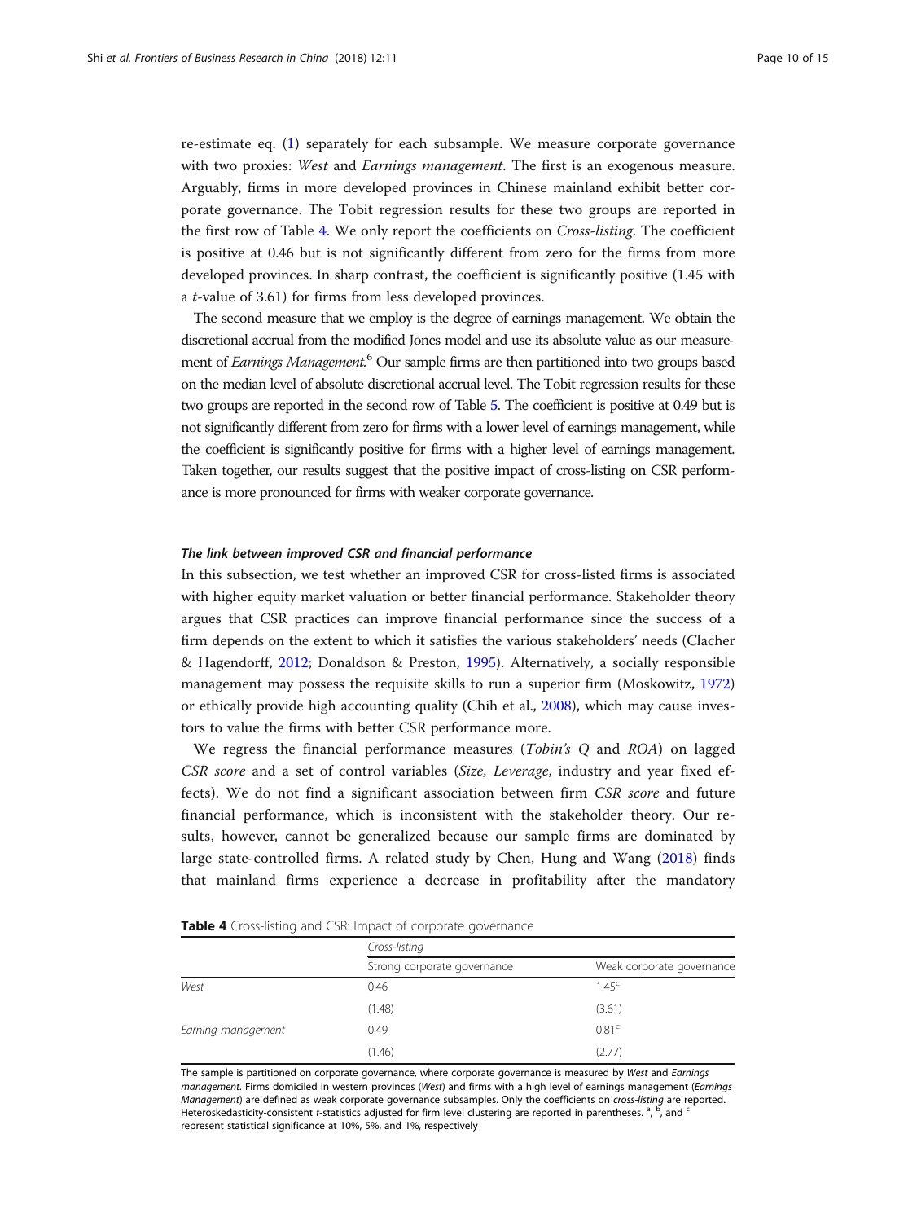re-estimate eq. (1) separately for each subsample. We measure corporate governance with two proxies: *West* and *Earnings management*. The first is an exogenous measure. Arguably, firms in more developed provinces in Chinese mainland exhibit better corporate governance. The Tobit regression results for these two groups are reported in the first row of Table 4. We only report the coefficients on *Cross-listing*. The coefficient is positive at 0.46 but is not significantly different from zero for the firms from more developed provinces. In sharp contrast, the coefficient is significantly positive (1.45 with a *t*-value of 3.61) for firms from less developed provinces.

The second measure that we employ is the degree of earnings management. We obtain the discretional accrual from the modified Jones model and use its absolute value as our measurement of *Earnings Management*.[6] Our sample firms are then partitioned into two groups based on the median level of absolute discretional accrual level. The Tobit regression results for these two groups are reported in the second row of Table 5. The coefficient is positive at 0.49 but is not significantly different from zero for firms with a lower level of earnings management, while the coefficient is significantly positive for firms with a higher level of earnings management. Taken together, our results suggest that the positive impact of cross-listing on CSR performance is more pronounced for firms with weaker corporate governance.

#### *The link between improved CSR and financial performance*

In this subsection, we test whether an improved CSR for cross-listed firms is associated with higher equity market valuation or better financial performance. Stakeholder theory argues that CSR practices can improve financial performance since the success of a firm depends on the extent to which it satisfies the various stakeholders' needs (Clacher & Hagendorff, 2012; Donaldson & Preston, 1995). Alternatively, a socially responsible management may possess the requisite skills to run a superior firm (Moskowitz, 1972) or ethically provide high accounting quality (Chih et al., 2008), which may cause investors to value the firms with better CSR performance more.

We regress the financial performance measures (*Tobin's Q* and *ROA*) on lagged *CSR score* and a set of control variables (*Size, Leverage*, industry and year fixed effects). We do not find a significant association between firm *CSR score* and future financial performance, which is inconsistent with the stakeholder theory. Our results, however, cannot be generalized because our sample firms are dominated by large state-controlled firms. A related study by Chen, Hung and Wang (2018) finds that mainland firms experience a decrease in profitability after the mandatory

**Table 4** Cross-listing and CSR: Impact of corporate governance

| | *Cross-listing* | |
|---|---|---|
| | Strong corporate governance | Weak corporate governance |
| *West* | 0.46 | 1.45[c] |
| | (1.48) | (3.61) |
| *Earning management* | 0.49 | 0.81[c] |
| | (1.46) | (2.77) |

The sample is partitioned on corporate governance, where corporate governance is measured by *West* and *Earnings management*. Firms domiciled in western provinces (*West*) and firms with a high level of earnings management (*Earnings Management*) are defined as weak corporate governance subsamples. Only the coefficients on *cross-listing* are reported. Heteroskedasticity-consistent *t*-statistics adjusted for firm level clustering are reported in parentheses. [a], [b], and [c] represent statistical significance at 10%, 5%, and 1%, respectively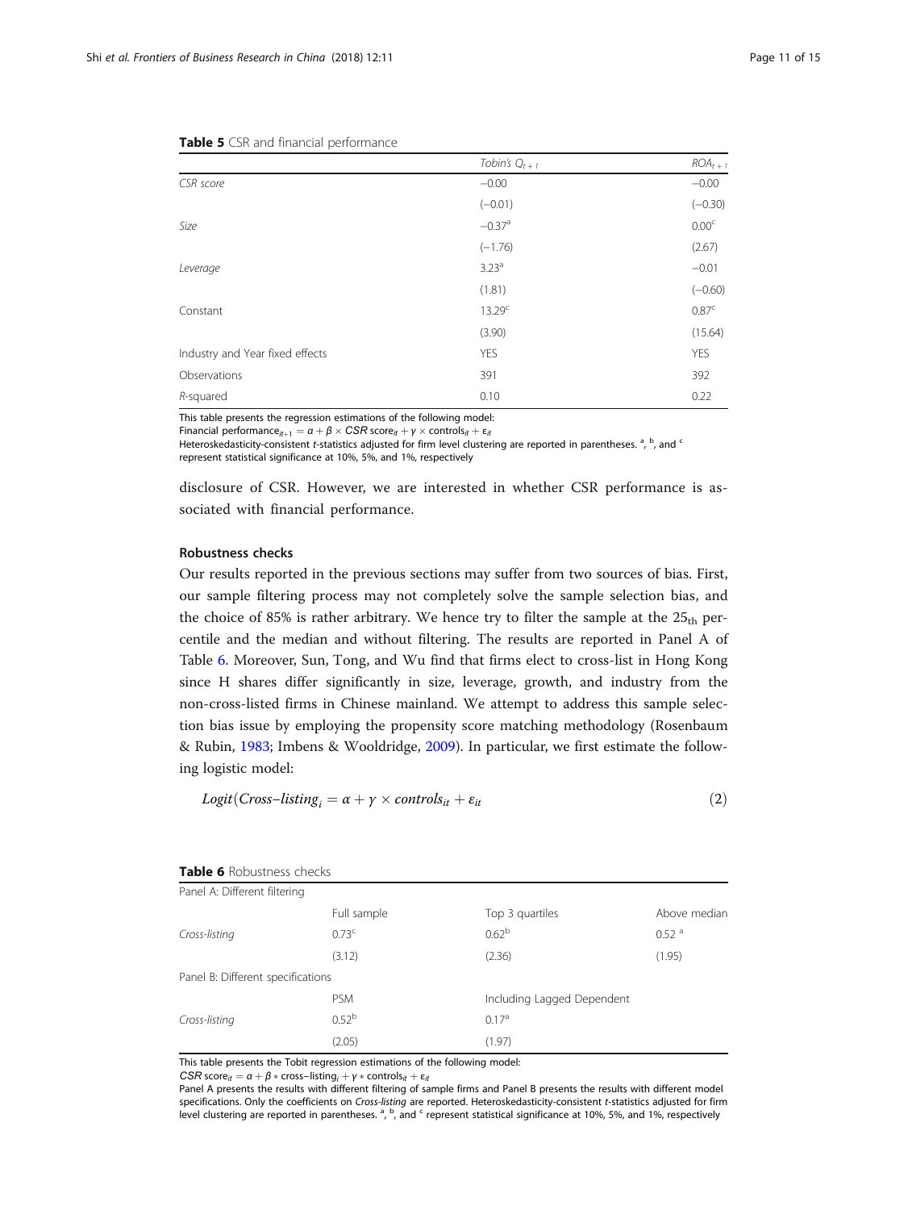**Table 5** CSR and financial performance

| | Tobin's $Q_{t+1}$ | $ROA_{t+1}$ |
|---|---|---|
| *CSR score* | −0.00 | −0.00 |
| | (−0.01) | (−0.30) |
| *Size* | −0.37[a] | 0.00[c] |
| | (−1.76) | (2.67) |
| *Leverage* | 3.23[a] | −0.01 |
| | (1.81) | (−0.60) |
| Constant | 13.29[c] | 0.87[c] |
| | (3.90) | (15.64) |
| Industry and Year fixed effects | YES | YES |
| Observations | 391 | 392 |
| *R*-squared | 0.10 | 0.22 |

This table presents the regression estimations of the following model:
Financial performance$_{it+1} = \alpha + \beta \times CSR\ score_{it} + \gamma \times controls_{it} + \varepsilon_{it}$
Heteroskedasticity-consistent *t*-statistics adjusted for firm level clustering are reported in parentheses. [a], [b], and [c] represent statistical significance at 10%, 5%, and 1%, respectively

disclosure of CSR. However, we are interested in whether CSR performance is associated with financial performance.

### Robustness checks

Our results reported in the previous sections may suffer from two sources of bias. First, our sample filtering process may not completely solve the sample selection bias, and the choice of 85% is rather arbitrary. We hence try to filter the sample at the $25_{th}$ percentile and the median and without filtering. The results are reported in Panel A of Table 6. Moreover, Sun, Tong, and Wu find that firms elect to cross-list in Hong Kong since H shares differ significantly in size, leverage, growth, and industry from the non-cross-listed firms in Chinese mainland. We attempt to address this sample selection bias issue by employing the propensity score matching methodology (Rosenbaum & Rubin, 1983; Imbens & Wooldridge, 2009). In particular, we first estimate the following logistic model:

$$Logit(Cross\text{–}listing_i = \alpha + \gamma \times controls_{it} + \varepsilon_{it} \tag{2}$$

**Table 6** Robustness checks

| Panel A: Different filtering | | | |
|---|---|---|---|
| | Full sample | Top 3 quartiles | Above median |
| *Cross-listing* | 0.73[c] | 0.62[b] | 0.52[a] |
| | (3.12) | (2.36) | (1.95) |
| **Panel B: Different specifications** | | | |
| | PSM | Including Lagged Dependent | |
| *Cross-listing* | 0.52[b] | 0.17[a] | |
| | (2.05) | (1.97) | |

This table presents the Tobit regression estimations of the following model:
$CSR\ score_{it} = \alpha + \beta * cross\text{–}listing_i + \gamma * controls_{it} + \varepsilon_{it}$
Panel A presents the results with different filtering of sample firms and Panel B presents the results with different model specifications. Only the coefficients on *Cross-listing* are reported. Heteroskedasticity-consistent *t*-statistics adjusted for firm level clustering are reported in parentheses. [a], [b], and [c] represent statistical significance at 10%, 5%, and 1%, respectively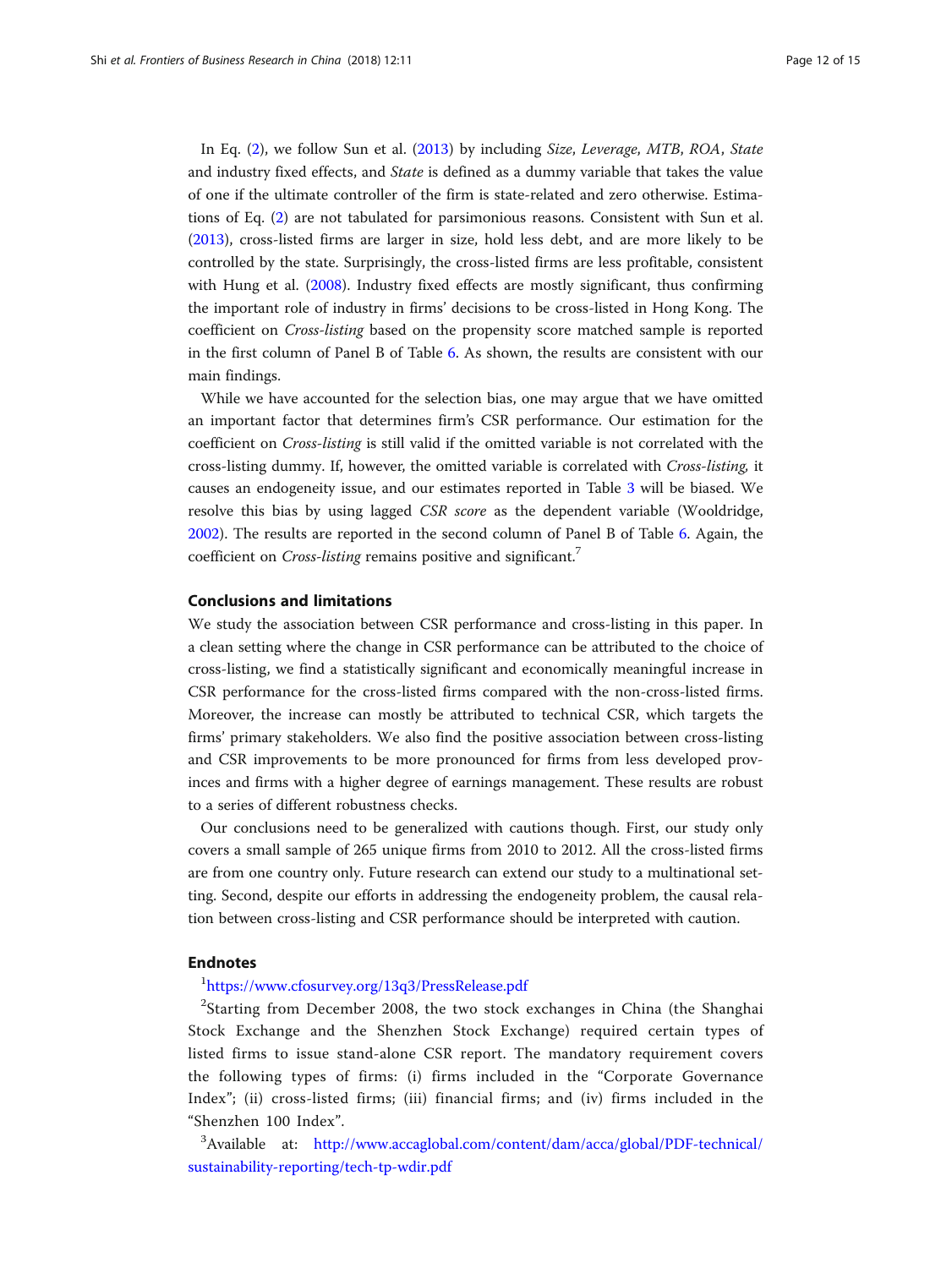In Eq. (2), we follow Sun et al. (2013) by including *Size*, *Leverage*, *MTB*, *ROA*, *State* and industry fixed effects, and *State* is defined as a dummy variable that takes the value of one if the ultimate controller of the firm is state-related and zero otherwise. Estimations of Eq. (2) are not tabulated for parsimonious reasons. Consistent with Sun et al. (2013), cross-listed firms are larger in size, hold less debt, and are more likely to be controlled by the state. Surprisingly, the cross-listed firms are less profitable, consistent with Hung et al. (2008). Industry fixed effects are mostly significant, thus confirming the important role of industry in firms' decisions to be cross-listed in Hong Kong. The coefficient on *Cross-listing* based on the propensity score matched sample is reported in the first column of Panel B of Table 6. As shown, the results are consistent with our main findings.

While we have accounted for the selection bias, one may argue that we have omitted an important factor that determines firm's CSR performance. Our estimation for the coefficient on *Cross-listing* is still valid if the omitted variable is not correlated with the cross-listing dummy. If, however, the omitted variable is correlated with *Cross-listing,* it causes an endogeneity issue, and our estimates reported in Table 3 will be biased. We resolve this bias by using lagged *CSR score* as the dependent variable (Wooldridge, 2002). The results are reported in the second column of Panel B of Table 6. Again, the coefficient on *Cross-listing* remains positive and significant.[7]

## Conclusions and limitations

We study the association between CSR performance and cross-listing in this paper. In a clean setting where the change in CSR performance can be attributed to the choice of cross-listing, we find a statistically significant and economically meaningful increase in CSR performance for the cross-listed firms compared with the non-cross-listed firms. Moreover, the increase can mostly be attributed to technical CSR, which targets the firms' primary stakeholders. We also find the positive association between cross-listing and CSR improvements to be more pronounced for firms from less developed provinces and firms with a higher degree of earnings management. These results are robust to a series of different robustness checks.

Our conclusions need to be generalized with cautions though. First, our study only covers a small sample of 265 unique firms from 2010 to 2012. All the cross-listed firms are from one country only. Future research can extend our study to a multinational setting. Second, despite our efforts in addressing the endogeneity problem, the causal relation between cross-listing and CSR performance should be interpreted with caution.

## Endnotes

[1]https://www.cfosurvey.org/13q3/PressRelease.pdf

[2]Starting from December 2008, the two stock exchanges in China (the Shanghai Stock Exchange and the Shenzhen Stock Exchange) required certain types of listed firms to issue stand-alone CSR report. The mandatory requirement covers the following types of firms: (i) firms included in the "Corporate Governance Index"; (ii) cross-listed firms; (iii) financial firms; and (iv) firms included in the "Shenzhen 100 Index".

[3]Available at: http://www.accaglobal.com/content/dam/acca/global/PDF-technical/sustainability-reporting/tech-tp-wdir.pdf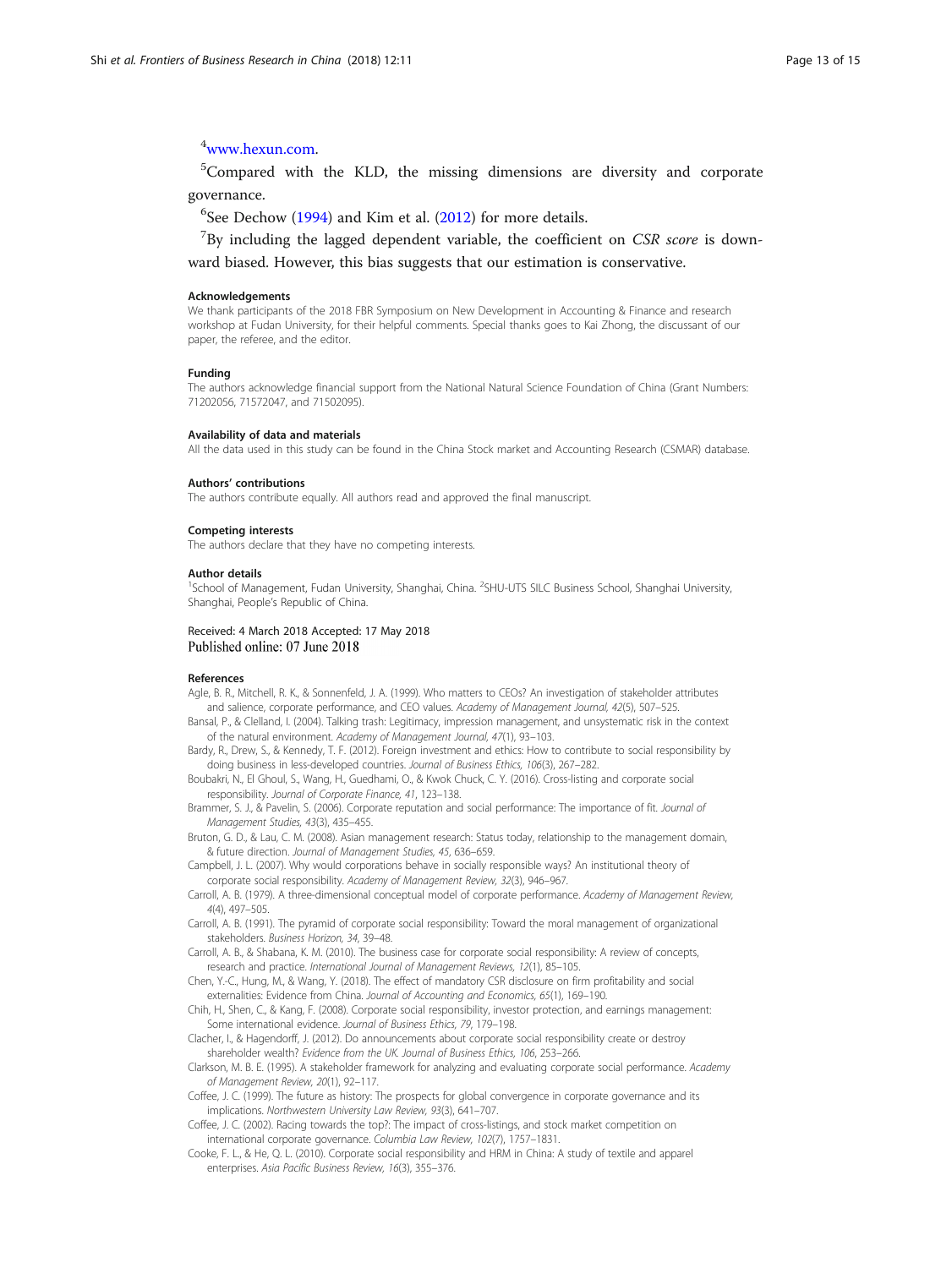[4]www.hexun.com.

[5]Compared with the KLD, the missing dimensions are diversity and corporate governance.

[6]See Dechow (1994) and Kim et al. (2012) for more details.

[7]By including the lagged dependent variable, the coefficient on *CSR score* is downward biased. However, this bias suggests that our estimation is conservative.

### Acknowledgements

We thank participants of the 2018 FBR Symposium on New Development in Accounting & Finance and research workshop at Fudan University, for their helpful comments. Special thanks goes to Kai Zhong, the discussant of our paper, the referee, and the editor.

### Funding

The authors acknowledge financial support from the National Natural Science Foundation of China (Grant Numbers: 71202056, 71572047, and 71502095).

### Availability of data and materials

All the data used in this study can be found in the China Stock market and Accounting Research (CSMAR) database.

### Authors' contributions

The authors contribute equally. All authors read and approved the final manuscript.

### Competing interests

The authors declare that they have no competing interests.

### Author details

[1]School of Management, Fudan University, Shanghai, China. [2]SHU-UTS SILC Business School, Shanghai University, Shanghai, People's Republic of China.

Received: 4 March 2018 Accepted: 17 May 2018
Published online: 07 June 2018

### References

Agle, B. R., Mitchell, R. K., & Sonnenfeld, J. A. (1999). Who matters to CEOs? An investigation of stakeholder attributes and salience, corporate performance, and CEO values. *Academy of Management Journal, 42*(5), 507–525.

Bansal, P., & Clelland, I. (2004). Talking trash: Legitimacy, impression management, and unsystematic risk in the context of the natural environment. *Academy of Management Journal, 47*(1), 93–103.

Bardy, R., Drew, S., & Kennedy, T. F. (2012). Foreign investment and ethics: How to contribute to social responsibility by doing business in less-developed countries. *Journal of Business Ethics, 106*(3), 267–282.

Boubakri, N., El Ghoul, S., Wang, H., Guedhami, O., & Kwok Chuck, C. Y. (2016). Cross-listing and corporate social responsibility. *Journal of Corporate Finance, 41*, 123–138.

Brammer, S. J., & Pavelin, S. (2006). Corporate reputation and social performance: The importance of fit. *Journal of Management Studies, 43*(3), 435–455.

Bruton, G. D., & Lau, C. M. (2008). Asian management research: Status today, relationship to the management domain, & future direction. *Journal of Management Studies, 45*, 636–659.

Campbell, J. L. (2007). Why would corporations behave in socially responsible ways? An institutional theory of corporate social responsibility. *Academy of Management Review, 32*(3), 946–967.

Carroll, A. B. (1979). A three-dimensional conceptual model of corporate performance. *Academy of Management Review, 4*(4), 497–505.

Carroll, A. B. (1991). The pyramid of corporate social responsibility: Toward the moral management of organizational stakeholders. *Business Horizon, 34*, 39–48.

Carroll, A. B., & Shabana, K. M. (2010). The business case for corporate social responsibility: A review of concepts, research and practice. *International Journal of Management Reviews, 12*(1), 85–105.

Chen, Y.-C., Hung, M., & Wang, Y. (2018). The effect of mandatory CSR disclosure on firm profitability and social externalities: Evidence from China. *Journal of Accounting and Economics, 65*(1), 169–190.

Chih, H., Shen, C., & Kang, F. (2008). Corporate social responsibility, investor protection, and earnings management: Some international evidence. *Journal of Business Ethics, 79*, 179–198.

Clacher, I., & Hagendorff, J. (2012). Do announcements about corporate social responsibility create or destroy shareholder wealth? *Evidence from the UK. Journal of Business Ethics, 106*, 253–266.

Clarkson, M. B. E. (1995). A stakeholder framework for analyzing and evaluating corporate social performance. *Academy of Management Review, 20*(1), 92–117.

Coffee, J. C. (1999). The future as history: The prospects for global convergence in corporate governance and its implications. *Northwestern University Law Review, 93*(3), 641–707.

Coffee, J. C. (2002). Racing towards the top?: The impact of cross-listings, and stock market competition on international corporate governance. *Columbia Law Review, 102*(7), 1757–1831.

Cooke, F. L., & He, Q. L. (2010). Corporate social responsibility and HRM in China: A study of textile and apparel enterprises. *Asia Pacific Business Review, 16*(3), 355–376.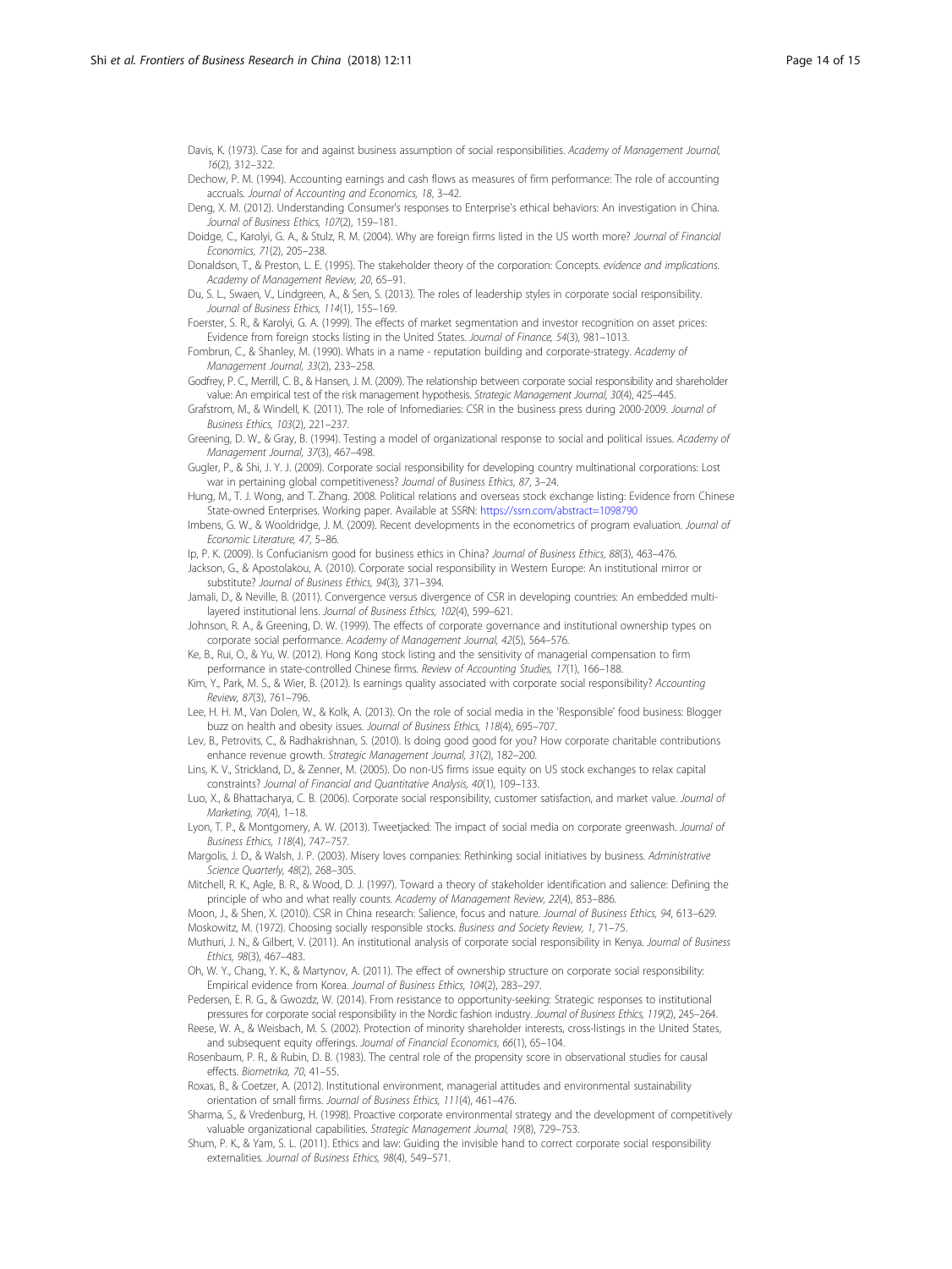Davis, K. (1973). Case for and against business assumption of social responsibilities. *Academy of Management Journal, 16*(2), 312–322.

Dechow, P. M. (1994). Accounting earnings and cash flows as measures of firm performance: The role of accounting accruals. *Journal of Accounting and Economics, 18*, 3–42.

Deng, X. M. (2012). Understanding Consumer's responses to Enterprise's ethical behaviors: An investigation in China. *Journal of Business Ethics, 107*(2), 159–181.

Doidge, C., Karolyi, G. A., & Stulz, R. M. (2004). Why are foreign firms listed in the US worth more? *Journal of Financial Economics, 71*(2), 205–238.

Donaldson, T., & Preston, L. E. (1995). The stakeholder theory of the corporation: Concepts. *evidence and implications. Academy of Management Review, 20*, 65–91.

Du, S. L., Swaen, V., Lindgreen, A., & Sen, S. (2013). The roles of leadership styles in corporate social responsibility. *Journal of Business Ethics, 114*(1), 155–169.

Foerster, S. R., & Karolyi, G. A. (1999). The effects of market segmentation and investor recognition on asset prices: Evidence from foreign stocks listing in the United States. *Journal of Finance, 54*(3), 981–1013.

Fombrun, C., & Shanley, M. (1990). Whats in a name - reputation building and corporate-strategy. *Academy of Management Journal, 33*(2), 233–258.

Godfrey, P. C., Merrill, C. B., & Hansen, J. M. (2009). The relationship between corporate social responsibility and shareholder value: An empirical test of the risk management hypothesis. *Strategic Management Journal, 30*(4), 425–445.

Grafstrom, M., & Windell, K. (2011). The role of Infomediaries: CSR in the business press during 2000-2009. *Journal of Business Ethics, 103*(2), 221–237.

Greening, D. W., & Gray, B. (1994). Testing a model of organizational response to social and political issues. *Academy of Management Journal, 37*(3), 467–498.

Gugler, P., & Shi, J. Y. J. (2009). Corporate social responsibility for developing country multinational corporations: Lost war in pertaining global competitiveness? *Journal of Business Ethics, 87*, 3–24.

Hung, M., T. J. Wong, and T. Zhang. 2008. Political relations and overseas stock exchange listing: Evidence from Chinese State-owned Enterprises. Working paper. Available at SSRN: https://ssrn.com/abstract=1098790

Imbens, G. W., & Wooldridge, J. M. (2009). Recent developments in the econometrics of program evaluation. *Journal of Economic Literature, 47*, 5–86.

Ip, P. K. (2009). Is Confucianism good for business ethics in China? *Journal of Business Ethics, 88*(3), 463–476.

Jackson, G., & Apostolakou, A. (2010). Corporate social responsibility in Western Europe: An institutional mirror or substitute? *Journal of Business Ethics, 94*(3), 371–394.

Jamali, D., & Neville, B. (2011). Convergence versus divergence of CSR in developing countries: An embedded multi-layered institutional lens. *Journal of Business Ethics, 102*(4), 599–621.

Johnson, R. A., & Greening, D. W. (1999). The effects of corporate governance and institutional ownership types on corporate social performance. *Academy of Management Journal, 42*(5), 564–576.

Ke, B., Rui, O., & Yu, W. (2012). Hong Kong stock listing and the sensitivity of managerial compensation to firm performance in state-controlled Chinese firms. *Review of Accounting Studies, 17*(1), 166–188.

Kim, Y., Park, M. S., & Wier, B. (2012). Is earnings quality associated with corporate social responsibility? *Accounting Review, 87*(3), 761–796.

Lee, H. H. M., Van Dolen, W., & Kolk, A. (2013). On the role of social media in the 'Responsible' food business: Blogger buzz on health and obesity issues. *Journal of Business Ethics, 118*(4), 695–707.

Lev, B., Petrovits, C., & Radhakrishnan, S. (2010). Is doing good good for you? How corporate charitable contributions enhance revenue growth. *Strategic Management Journal, 31*(2), 182–200.

Lins, K. V., Strickland, D., & Zenner, M. (2005). Do non-US firms issue equity on US stock exchanges to relax capital constraints? *Journal of Financial and Quantitative Analysis, 40*(1), 109–133.

Luo, X., & Bhattacharya, C. B. (2006). Corporate social responsibility, customer satisfaction, and market value. *Journal of Marketing, 70*(4), 1–18.

Lyon, T. P., & Montgomery, A. W. (2013). Tweetjacked: The impact of social media on corporate greenwash. *Journal of Business Ethics, 118*(4), 747–757.

Margolis, J. D., & Walsh, J. P. (2003). Misery loves companies: Rethinking social initiatives by business. *Administrative Science Quarterly, 48*(2), 268–305.

Mitchell, R. K., Agle, B. R., & Wood, D. J. (1997). Toward a theory of stakeholder identification and salience: Defining the principle of who and what really counts. *Academy of Management Review, 22*(4), 853–886.

Moon, J., & Shen, X. (2010). CSR in China research: Salience, focus and nature. *Journal of Business Ethics, 94*, 613–629.

Moskowitz, M. (1972). Choosing socially responsible stocks. *Business and Society Review, 1*, 71–75.

Muthuri, J. N., & Gilbert, V. (2011). An institutional analysis of corporate social responsibility in Kenya. *Journal of Business Ethics, 98*(3), 467–483.

Oh, W. Y., Chang, Y. K., & Martynov, A. (2011). The effect of ownership structure on corporate social responsibility: Empirical evidence from Korea. *Journal of Business Ethics, 104*(2), 283–297.

Pedersen, E. R. G., & Gwozdz, W. (2014). From resistance to opportunity-seeking: Strategic responses to institutional pressures for corporate social responsibility in the Nordic fashion industry. *Journal of Business Ethics, 119*(2), 245–264.

Reese, W. A., & Weisbach, M. S. (2002). Protection of minority shareholder interests, cross-listings in the United States, and subsequent equity offerings. *Journal of Financial Economics, 66*(1), 65–104.

Rosenbaum, P. R., & Rubin, D. B. (1983). The central role of the propensity score in observational studies for causal effects. *Biometrika, 70*, 41–55.

Roxas, B., & Coetzer, A. (2012). Institutional environment, managerial attitudes and environmental sustainability orientation of small firms. *Journal of Business Ethics, 111*(4), 461–476.

Sharma, S., & Vredenburg, H. (1998). Proactive corporate environmental strategy and the development of competitively valuable organizational capabilities. *Strategic Management Journal, 19*(8), 729–753.

Shum, P. K., & Yam, S. L. (2011). Ethics and law: Guiding the invisible hand to correct corporate social responsibility externalities. *Journal of Business Ethics, 98*(4), 549–571.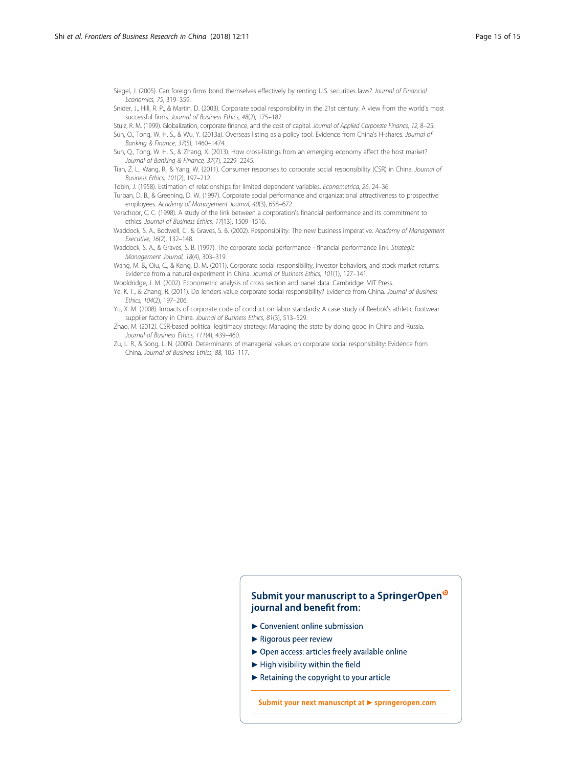Siegel, J. (2005). Can foreign firms bond themselves effectively by renting U.S. securities laws? *Journal of Financial Economics, 75*, 319–359.

Snider, J., Hill, R. P., & Martin, D. (2003). Corporate social responsibility in the 21st century: A view from the world's most successful firms. *Journal of Business Ethics, 48*(2), 175–187.

Stulz, R. M. (1999). Globalization, corporate finance, and the cost of capital. *Journal of Applied Corporate Finance, 12*, 8–25.

Sun, Q., Tong, W. H. S., & Wu, Y. (2013a). Overseas listing as a policy tool: Evidence from China's H-shares. *Journal of Banking & Finance, 37*(5), 1460–1474.

Sun, Q., Tong, W. H. S., & Zhang, X. (2013). How cross-listings from an emerging economy affect the host market? *Journal of Banking & Finance, 37*(7), 2229–2245.

Tian, Z. L., Wang, R., & Yang, W. (2011). Consumer responses to corporate social responsibility (CSR) in China. *Journal of Business Ethics, 101*(2), 197–212.

Tobin, J. (1958). Estimation of relationships for limited dependent variables. *Econometrica, 26*, 24–36.

Turban, D. B., & Greening, D. W. (1997). Corporate social performance and organizational attractiveness to prospective employees. *Academy of Management Journal, 40*(3), 658–672.

Verschoor, C. C. (1998). A study of the link between a corporation's financial performance and its commitment to ethics. *Journal of Business Ethics, 17*(13), 1509–1516.

Waddock, S. A., Bodwell, C., & Graves, S. B. (2002). Responsibility: The new business imperative. *Academy of Management Executive, 16*(2), 132–148.

Waddock, S. A., & Graves, S. B. (1997). The corporate social performance - financial performance link. *Strategic Management Journal, 18*(4), 303–319.

Wang, M. B., Qiu, C., & Kong, D. M. (2011). Corporate social responsibility, investor behaviors, and stock market returns: Evidence from a natural experiment in China. *Journal of Business Ethics, 101*(1), 127–141.

Wooldridge, J. M. (2002). Econometric analysis of cross section and panel data. Cambridge: MIT Press.

Ye, K. T., & Zhang, R. (2011). Do lenders value corporate social responsibility? Evidence from China. *Journal of Business Ethics, 104*(2), 197–206.

Yu, X. M. (2008). Impacts of corporate code of conduct on labor standards: A case study of Reebok's athletic footwear supplier factory in China. *Journal of Business Ethics, 81*(3), 513–529.

Zhao, M. (2012). CSR-based political legitimacy strategy: Managing the state by doing good in China and Russia. *Journal of Business Ethics, 111*(4), 439–460.

Zu, L. R., & Song, L. N. (2009). Determinants of managerial values on corporate social responsibility: Evidence from China. *Journal of Business Ethics, 88*, 105–117.

**Submit your manuscript to a SpringerOpen journal and benefit from:**

- ► Convenient online submission
- ► Rigorous peer review
- ► Open access: articles freely available online
- ► High visibility within the field
- ► Retaining the copyright to your article

**Submit your next manuscript at ► springeropen.com**